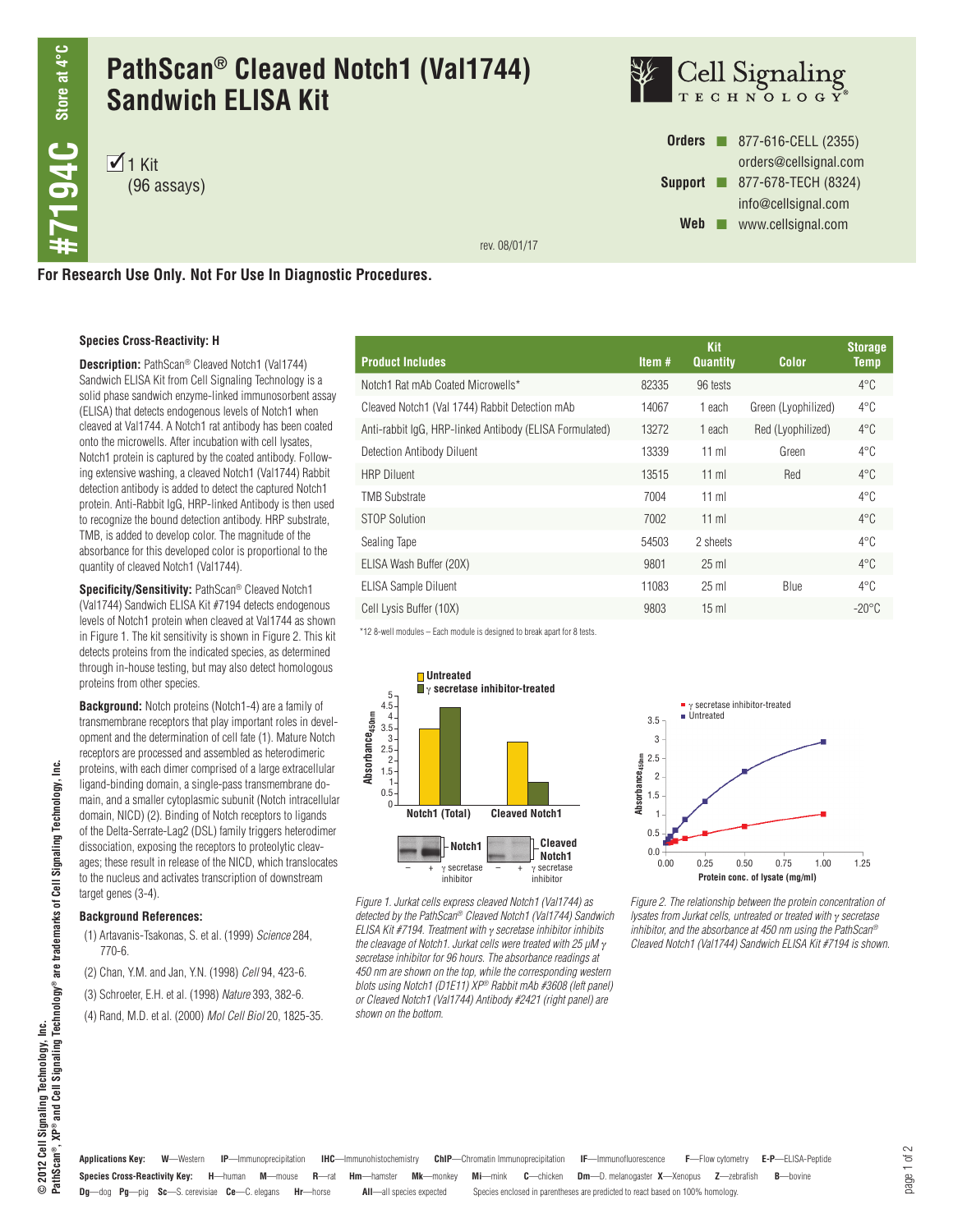# PathScan® Cleaved Notch1 (Val1744) Sandwich ELISA Kit

#7194C Store at 4°C

☑ 1 Kit (96 assays)

**Orders** ■ 877-616-CELL (2355) orders@cellsignal.com
**Support** ■ 877-678-TECH (8324) info@cellsignal.com
**Web** ■ www.cellsignal.com

rev. 08/01/17

**For Research Use Only. Not For Use In Diagnostic Procedures.**

**Species Cross-Reactivity: H**

**Description:** PathScan® Cleaved Notch1 (Val1744) Sandwich ELISA Kit from Cell Signaling Technology is a solid phase sandwich enzyme-linked immunosorbent assay (ELISA) that detects endogenous levels of Notch1 when cleaved at Val1744. A Notch1 rat antibody has been coated onto the microwells. After incubation with cell lysates, Notch1 protein is captured by the coated antibody. Following extensive washing, a cleaved Notch1 (Val1744) Rabbit detection antibody is added to detect the captured Notch1 protein. Anti-Rabbit IgG, HRP-linked Antibody is then used to recognize the bound detection antibody. HRP substrate, TMB, is added to develop color. The magnitude of the absorbance for this developed color is proportional to the quantity of cleaved Notch1 (Val1744).

**Specificity/Sensitivity:** PathScan® Cleaved Notch1 (Val1744) Sandwich ELISA Kit #7194 detects endogenous levels of Notch1 protein when cleaved at Val1744 as shown in Figure 1. The kit sensitivity is shown in Figure 2. This kit detects proteins from the indicated species, as determined through in-house testing, but may also detect homologous proteins from other species.

**Background:** Notch proteins (Notch1-4) are a family of transmembrane receptors that play important roles in development and the determination of cell fate (1). Mature Notch receptors are processed and assembled as heterodimeric proteins, with each dimer comprised of a large extracellular ligand-binding domain, a single-pass transmembrane domain, and a smaller cytoplasmic subunit (Notch intracellular domain, NICD) (2). Binding of Notch receptors to ligands of the Delta-Serrate-Lag2 (DSL) family triggers heterodimer dissociation, exposing the receptors to proteolytic cleavages; these result in release of the NICD, which translocates to the nucleus and activates transcription of downstream target genes (3-4).

**Background References:**

(1) Artavanis-Tsakonas, S. et al. (1999) *Science* 284, 770-6.

(2) Chan, Y.M. and Jan, Y.N. (1998) *Cell* 94, 423-6.

(3) Schroeter, E.H. et al. (1998) *Nature* 393, 382-6.

(4) Rand, M.D. et al. (2000) *Mol Cell Biol* 20, 1825-35.

| Product Includes | Item # | Kit Quantity | Color | Storage Temp |
|---|---|---|---|---|
| Notch1 Rat mAb Coated Microwells* | 82335 | 96 tests | | 4°C |
| Cleaved Notch1 (Val 1744) Rabbit Detection mAb | 14067 | 1 each | Green (Lyophilized) | 4°C |
| Anti-rabbit IgG, HRP-linked Antibody (ELISA Formulated) | 13272 | 1 each | Red (Lyophilized) | 4°C |
| Detection Antibody Diluent | 13339 | 11 ml | Green | 4°C |
| HRP Diluent | 13515 | 11 ml | Red | 4°C |
| TMB Substrate | 7004 | 11 ml | | 4°C |
| STOP Solution | 7002 | 11 ml | | 4°C |
| Sealing Tape | 54503 | 2 sheets | | 4°C |
| ELISA Wash Buffer (20X) | 9801 | 25 ml | | 4°C |
| ELISA Sample Diluent | 11083 | 25 ml | Blue | 4°C |
| Cell Lysis Buffer (10X) | 9803 | 15 ml | | -20°C |

*12 8-well modules – Each module is designed to break apart for 8 tests.

*Figure 1. Jurkat cells express cleaved Notch1 (Val1744) as detected by the PathScan® Cleaved Notch1 (Val1744) Sandwich ELISA Kit #7194. Treatment with γ secretase inhibitor inhibits the cleavage of Notch1. Jurkat cells were treated with 25 μM γ secretase inhibitor for 96 hours. The absorbance readings at 450 nm are shown on the top, while the corresponding western blots using Notch1 (D1E11) XP® Rabbit mAb #3608 (left panel) or Cleaved Notch1 (Val1744) Antibody #2421 (right panel) are shown on the bottom.*

*Figure 2. The relationship between the protein concentration of lysates from Jurkat cells, untreated or treated with γ secretase inhibitor, and the absorbance at 450 nm using the PathScan® Cleaved Notch1 (Val1744) Sandwich ELISA Kit #7194 is shown.*

**Applications Key:** **W**—Western **IP**—Immunoprecipitation **IHC**—Immunohistochemistry **ChIP**—Chromatin Immunoprecipitation **IF**—Immunofluorescence **F**—Flow cytometry **E-P**—ELISA-Peptide

**Species Cross-Reactivity Key:** **H**—human **M**—mouse **R**—rat **Hm**—hamster **Mk**—monkey **Mi**—mink **C**—chicken **Dm**—D. melanogaster **X**—Xenopus **Z**—zebrafish **B**—bovine **Dg**—dog **Pg**—pig **Sc**—S. cerevisiae **Ce**—C. elegans **Hr**—horse **All**—all species expected Species enclosed in parentheses are predicted to react based on 100% homology.

© 2012 Cell Signaling Technology, Inc.
PathScan®, XP® and Cell Signaling Technology® are trademarks of Cell Signaling Technology, Inc.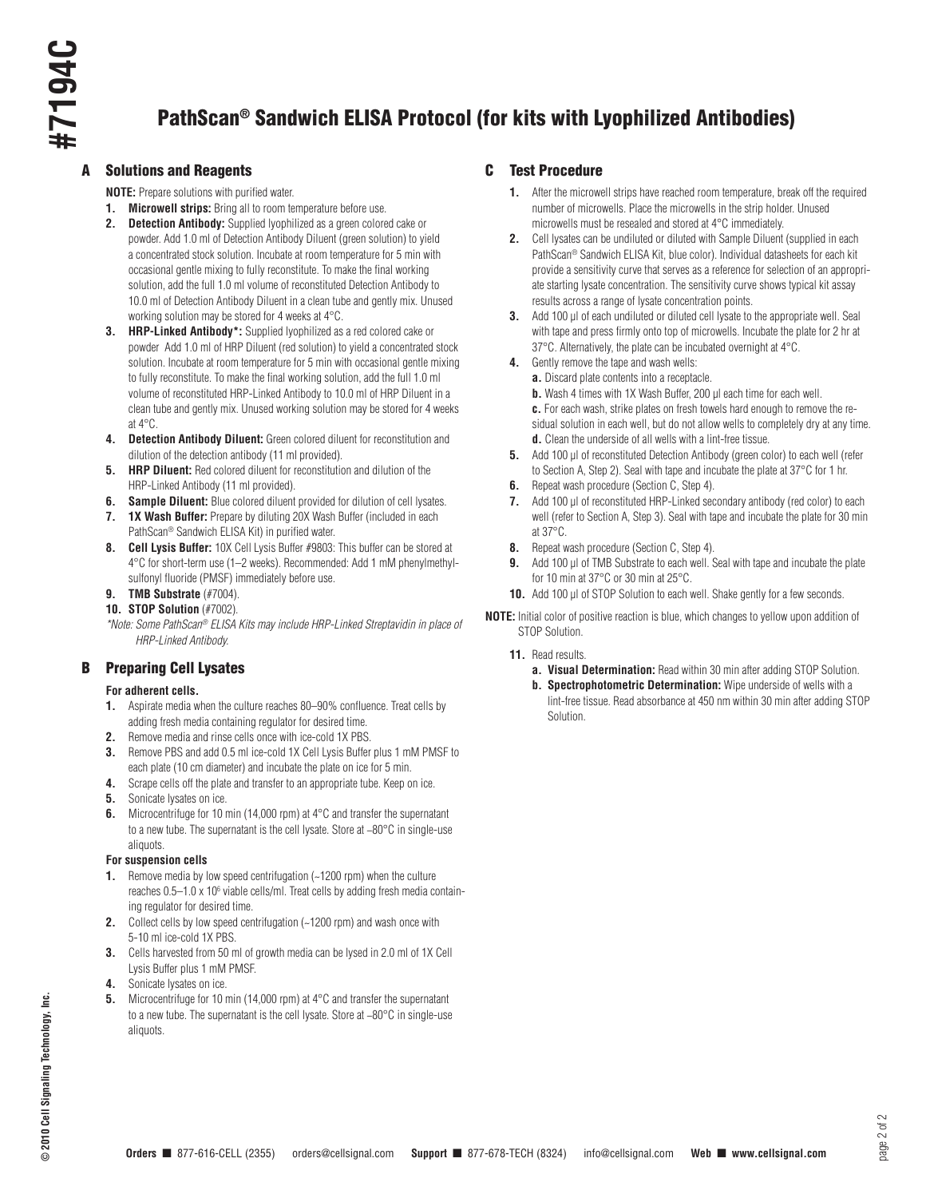# PathScan® Sandwich ELISA Protocol (for kits with Lyophilized Antibodies)

## A Solutions and Reagents

**NOTE:** Prepare solutions with purified water.

1. **Microwell strips:** Bring all to room temperature before use.
2. **Detection Antibody:** Supplied lyophilized as a green colored cake or powder. Add 1.0 ml of Detection Antibody Diluent (green solution) to yield a concentrated stock solution. Incubate at room temperature for 5 min with occasional gentle mixing to fully reconstitute. To make the final working solution, add the full 1.0 ml volume of reconstituted Detection Antibody to 10.0 ml of Detection Antibody Diluent in a clean tube and gently mix. Unused working solution may be stored for 4 weeks at 4°C.
3. **HRP-Linked Antibody*:** Supplied lyophilized as a red colored cake or powder Add 1.0 ml of HRP Diluent (red solution) to yield a concentrated stock solution. Incubate at room temperature for 5 min with occasional gentle mixing to fully reconstitute. To make the final working solution, add the full 1.0 ml volume of reconstituted HRP-Linked Antibody to 10.0 ml of HRP Diluent in a clean tube and gently mix. Unused working solution may be stored for 4 weeks at 4°C.
4. **Detection Antibody Diluent:** Green colored diluent for reconstitution and dilution of the detection antibody (11 ml provided).
5. **HRP Diluent:** Red colored diluent for reconstitution and dilution of the HRP-Linked Antibody (11 ml provided).
6. **Sample Diluent:** Blue colored diluent provided for dilution of cell lysates.
7. **1X Wash Buffer:** Prepare by diluting 20X Wash Buffer (included in each PathScan® Sandwich ELISA Kit) in purified water.
8. **Cell Lysis Buffer:** 10X Cell Lysis Buffer #9803: This buffer can be stored at 4°C for short-term use (1–2 weeks). Recommended: Add 1 mM phenylmethylsulfonyl fluoride (PMSF) immediately before use.
9. **TMB Substrate** (#7004).
10. **STOP Solution** (#7002).

*\*Note: Some PathScan® ELISA Kits may include HRP-Linked Streptavidin in place of HRP-Linked Antibody.*

## B Preparing Cell Lysates

**For adherent cells.**

1. Aspirate media when the culture reaches 80–90% confluence. Treat cells by adding fresh media containing regulator for desired time.
2. Remove media and rinse cells once with ice-cold 1X PBS.
3. Remove PBS and add 0.5 ml ice-cold 1X Cell Lysis Buffer plus 1 mM PMSF to each plate (10 cm diameter) and incubate the plate on ice for 5 min.
4. Scrape cells off the plate and transfer to an appropriate tube. Keep on ice.
5. Sonicate lysates on ice.
6. Microcentrifuge for 10 min (14,000 rpm) at 4°C and transfer the supernatant to a new tube. The supernatant is the cell lysate. Store at –80°C in single-use aliquots.

**For suspension cells**

1. Remove media by low speed centrifugation (~1200 rpm) when the culture reaches 0.5–1.0 x $10^6$ viable cells/ml. Treat cells by adding fresh media containing regulator for desired time.
2. Collect cells by low speed centrifugation (~1200 rpm) and wash once with 5-10 ml ice-cold 1X PBS.
3. Cells harvested from 50 ml of growth media can be lysed in 2.0 ml of 1X Cell Lysis Buffer plus 1 mM PMSF.
4. Sonicate lysates on ice.
5. Microcentrifuge for 10 min (14,000 rpm) at 4°C and transfer the supernatant to a new tube. The supernatant is the cell lysate. Store at –80°C in single-use aliquots.

## C Test Procedure

1. After the microwell strips have reached room temperature, break off the required number of microwells. Place the microwells in the strip holder. Unused microwells must be resealed and stored at 4°C immediately.
2. Cell lysates can be undiluted or diluted with Sample Diluent (supplied in each PathScan® Sandwich ELISA Kit, blue color). Individual datasheets for each kit provide a sensitivity curve that serves as a reference for selection of an appropriate starting lysate concentration. The sensitivity curve shows typical kit assay results across a range of lysate concentration points.
3. Add 100 µl of each undiluted or diluted cell lysate to the appropriate well. Seal with tape and press firmly onto top of microwells. Incubate the plate for 2 hr at 37°C. Alternatively, the plate can be incubated overnight at 4°C.
4. Gently remove the tape and wash wells:
   - **a.** Discard plate contents into a receptacle.
   - **b.** Wash 4 times with 1X Wash Buffer, 200 µl each time for each well.
   - **c.** For each wash, strike plates on fresh towels hard enough to remove the residual solution in each well, but do not allow wells to completely dry at any time.
   - **d.** Clean the underside of all wells with a lint-free tissue.
5. Add 100 µl of reconstituted Detection Antibody (green color) to each well (refer to Section A, Step 2). Seal with tape and incubate the plate at 37°C for 1 hr.
6. Repeat wash procedure (Section C, Step 4).
7. Add 100 µl of reconstituted HRP-Linked secondary antibody (red color) to each well (refer to Section A, Step 3). Seal with tape and incubate the plate for 30 min at 37°C.
8. Repeat wash procedure (Section C, Step 4).
9. Add 100 µl of TMB Substrate to each well. Seal with tape and incubate the plate for 10 min at 37°C or 30 min at 25°C.
10. Add 100 µl of STOP Solution to each well. Shake gently for a few seconds.

**NOTE:** Initial color of positive reaction is blue, which changes to yellow upon addition of STOP Solution.

11. Read results.
    - **a. Visual Determination:** Read within 30 min after adding STOP Solution.
    - **b. Spectrophotometric Determination:** Wipe underside of wells with a lint-free tissue. Read absorbance at 450 nm within 30 min after adding STOP Solution.

© 2010 Cell Signaling Technology, Inc.

**Orders** ■ 877-616-CELL (2355) orders@cellsignal.com **Support** ■ 877-678-TECH (8324) info@cellsignal.com **Web** ■ **www.cellsignal.com**